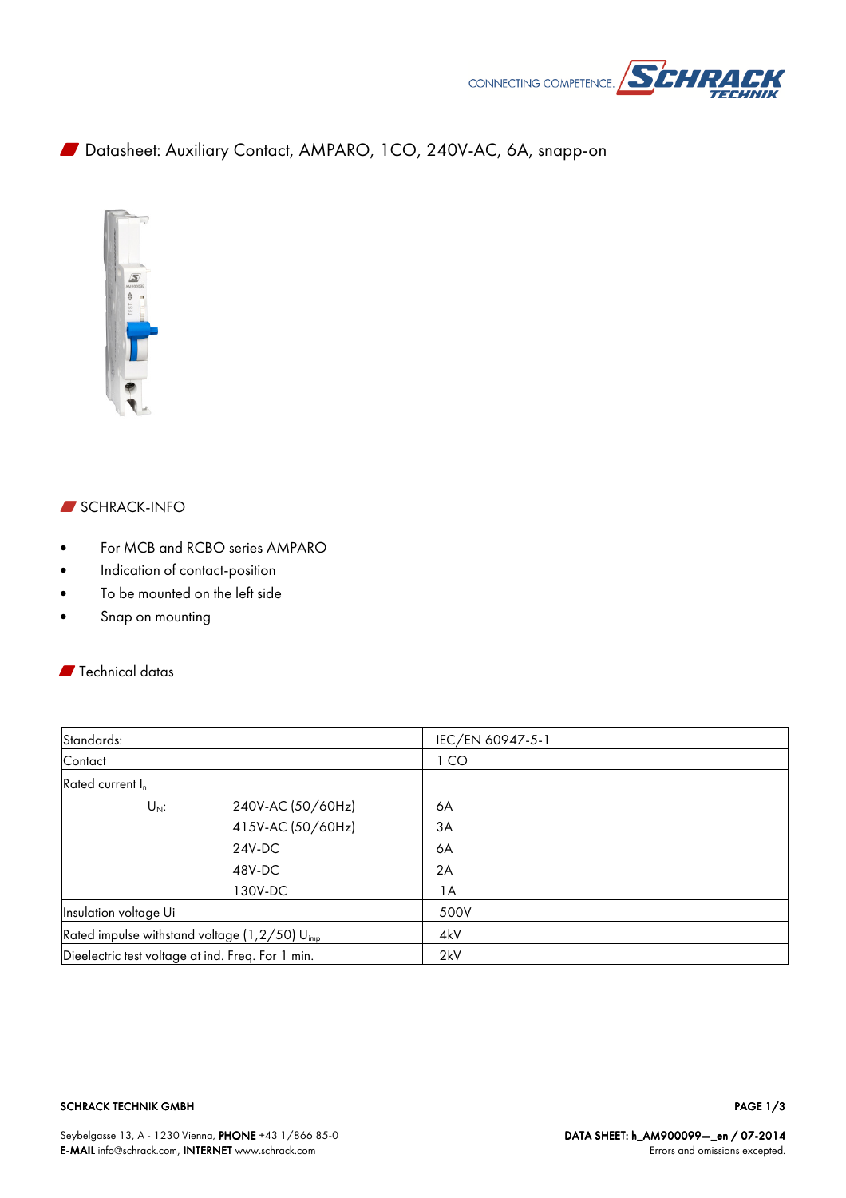# Datasheet: Auxiliary Contact, AMPARO, 1CO, 240V-AC, 6A, snapp-on

## SCHRACK-INFO

- For MCB and RCBO series AMPARO
- Indication of contact-position
- To be mounted on the left side
- Snap on mounting

## Technical datas

| Standards: | | IEC/EN 60947-5-1 |
|---|---|---|
| Contact | | 1 CO |
| Rated current $I_n$ | | |
| $U_N$: | 240V-AC (50/60Hz) | 6A |
| | 415V-AC (50/60Hz) | 3A |
| | 24V-DC | 6A |
| | 48V-DC | 2A |
| | 130V-DC | 1A |
| Insulation voltage Ui | | 500V |
| Rated impulse withstand voltage (1,2/50) $U_{imp}$ | | 4kV |
| Dieelectric test voltage at ind. Freq. For 1 min. | | 2kV |

**SCHRACK TECHNIK GMBH**

Seybelgasse 13, A - 1230 Vienna, **PHONE** +43 1/866 85-0
**E-MAIL** info@schrack.com, **INTERNET** www.schrack.com

**DATA SHEET: h_AM900099—_en / 07-2014**
Errors and omissions excepted.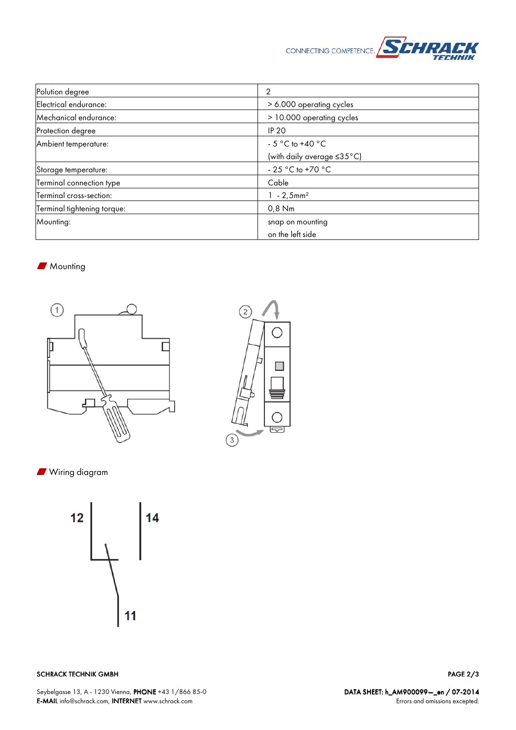| Polution degree | 2 |
|---|---|
| Electrical endurance: | > 6.000 operating cycles |
| Mechanical endurance: | > 10.000 operating cycles |
| Protection degree | IP 20 |
| Ambient temperature: | - 5 °C to +40 °C<br>(with daily average ≤35°C) |
| Storage temperature: | - 25 °C to +70 °C |
| Terminal connection type | Cable |
| Terminal cross-section: | 1 - 2,5mm² |
| Terminal tightening torque: | 0,8 Nm |
| Mounting: | snap on mounting<br>on the left side |

## Mounting

## Wiring diagram

12 14 11

**SCHRACK TECHNIK GMBH**

Seybelgasse 13, A - 1230 Vienna, **PHONE** +43 1/866 85-0
**E-MAIL** info@schrack.com, **INTERNET** www.schrack.com

**DATA SHEET: h_AM900099--_en / 07-2014**
Errors and omissions excepted.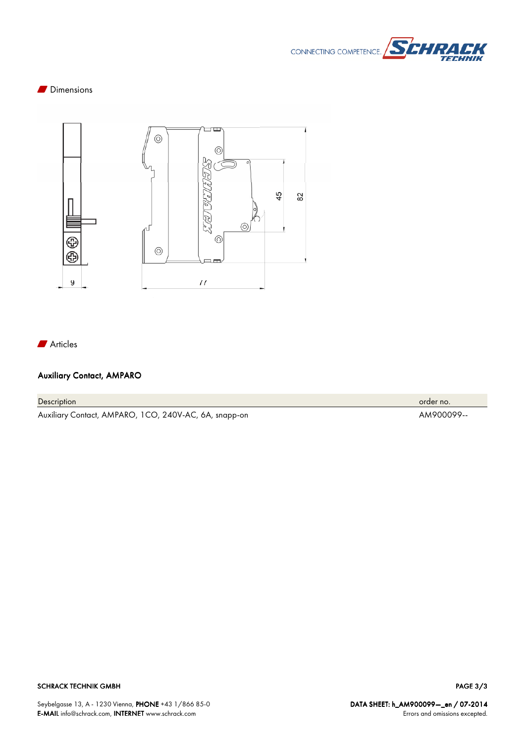## Dimensions

9

77

45

82

## Articles

### Auxiliary Contact, AMPARO

| Description | order no. |
|---|---|
| Auxiliary Contact, AMPARO, 1CO, 240V-AC, 6A, snapp-on | AM900099-- |

**SCHRACK TECHNIK GMBH**

Seybelgasse 13, A - 1230 Vienna, **PHONE** +43 1/866 85-0
**E-MAIL** info@schrack.com, **INTERNET** www.schrack.com

**DATA SHEET: h_AM900099--_en / 07-2014**
Errors and omissions excepted.